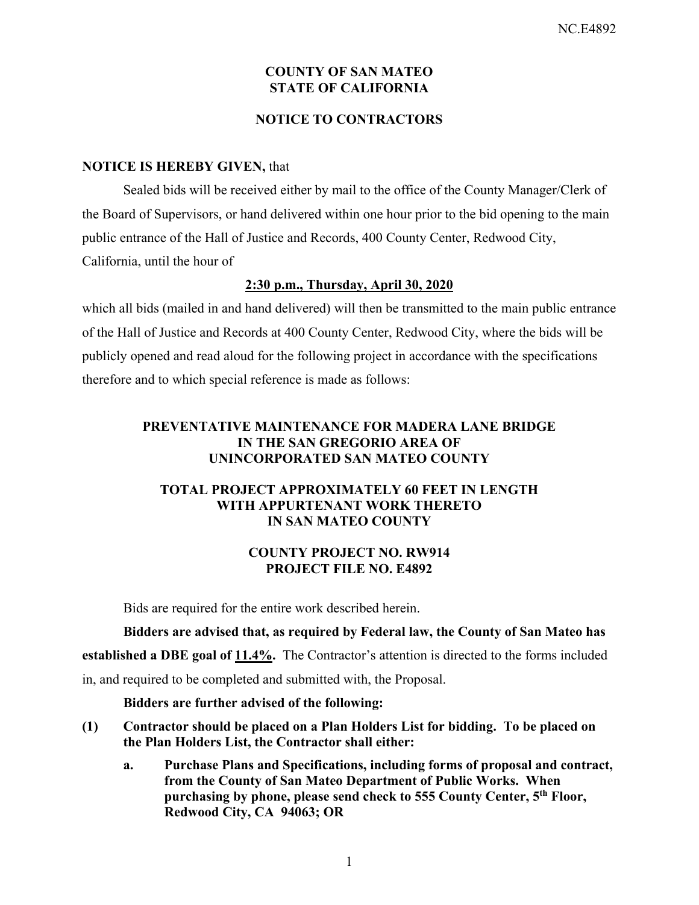# COUNTY OF SAN MATEO
# STATE OF CALIFORNIA

## NOTICE TO CONTRACTORS

**NOTICE IS HEREBY GIVEN,** that

Sealed bids will be received either by mail to the office of the County Manager/Clerk of the Board of Supervisors, or hand delivered within one hour prior to the bid opening to the main public entrance of the Hall of Justice and Records, 400 County Center, Redwood City, California, until the hour of

**2:30 p.m., Thursday, April 30, 2020**

which all bids (mailed in and hand delivered) will then be transmitted to the main public entrance of the Hall of Justice and Records at 400 County Center, Redwood City, where the bids will be publicly opened and read aloud for the following project in accordance with the specifications therefore and to which special reference is made as follows:

**PREVENTATIVE MAINTENANCE FOR MADERA LANE BRIDGE IN THE SAN GREGORIO AREA OF UNINCORPORATED SAN MATEO COUNTY**

**TOTAL PROJECT APPROXIMATELY 60 FEET IN LENGTH WITH APPURTENANT WORK THERETO IN SAN MATEO COUNTY**

**COUNTY PROJECT NO. RW914**
**PROJECT FILE NO. E4892**

Bids are required for the entire work described herein.

**Bidders are advised that, as required by Federal law, the County of San Mateo has established a DBE goal of 11.4%.** The Contractor's attention is directed to the forms included in, and required to be completed and submitted with, the Proposal.

**Bidders are further advised of the following:**

**(1) Contractor should be placed on a Plan Holders List for bidding. To be placed on the Plan Holders List, the Contractor shall either:**

   **a. Purchase Plans and Specifications, including forms of proposal and contract, from the County of San Mateo Department of Public Works. When purchasing by phone, please send check to 555 County Center, 5th Floor, Redwood City, CA 94063; OR**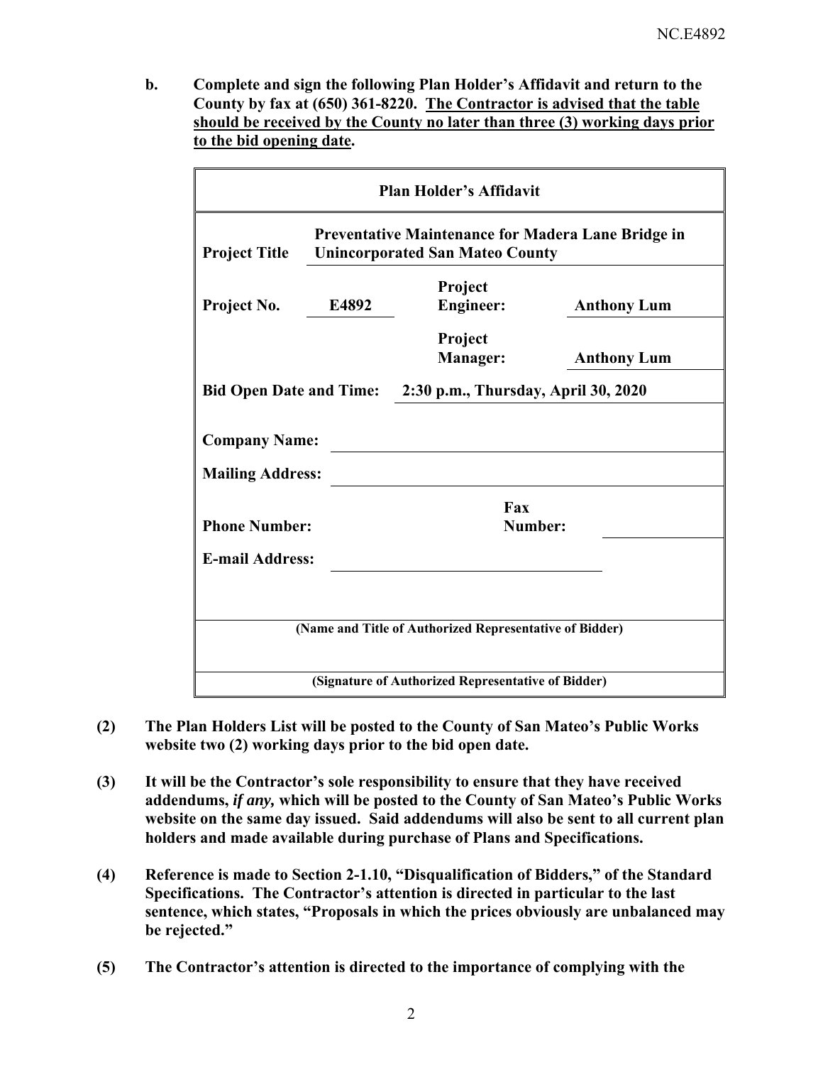**b. Complete and sign the following Plan Holder's Affidavit and return to the County by fax at (650) 361-8220. <u>The Contractor is advised that the table should be received by the County no later than three (3) working days prior to the bid opening date</u>.**

| Plan Holder's Affidavit | | | |
|---|---|---|---|
| **Project Title** | **Preventative Maintenance for Madera Lane Bridge in Unincorporated San Mateo County** | | |
| **Project No.** | **E4892** | **Project Engineer:** | **Anthony Lum** |
| | | **Project Manager:** | **Anthony Lum** |
| **Bid Open Date and Time:** | **2:30 p.m., Thursday, April 30, 2020** | | |
| **Company Name:** | | | |
| **Mailing Address:** | | | |
| **Phone Number:** | | **Fax Number:** | |
| **E-mail Address:** | | | |
| **(Name and Title of Authorized Representative of Bidder)** | | | |
| **(Signature of Authorized Representative of Bidder)** | | | |

**(2) The Plan Holders List will be posted to the County of San Mateo's Public Works website two (2) working days prior to the bid open date.**

**(3) It will be the Contractor's sole responsibility to ensure that they have received addendums, *if any,* which will be posted to the County of San Mateo's Public Works website on the same day issued. Said addendums will also be sent to all current plan holders and made available during purchase of Plans and Specifications.**

**(4) Reference is made to Section 2-1.10, "Disqualification of Bidders," of the Standard Specifications. The Contractor's attention is directed in particular to the last sentence, which states, "Proposals in which the prices obviously are unbalanced may be rejected."**

**(5) The Contractor's attention is directed to the importance of complying with the**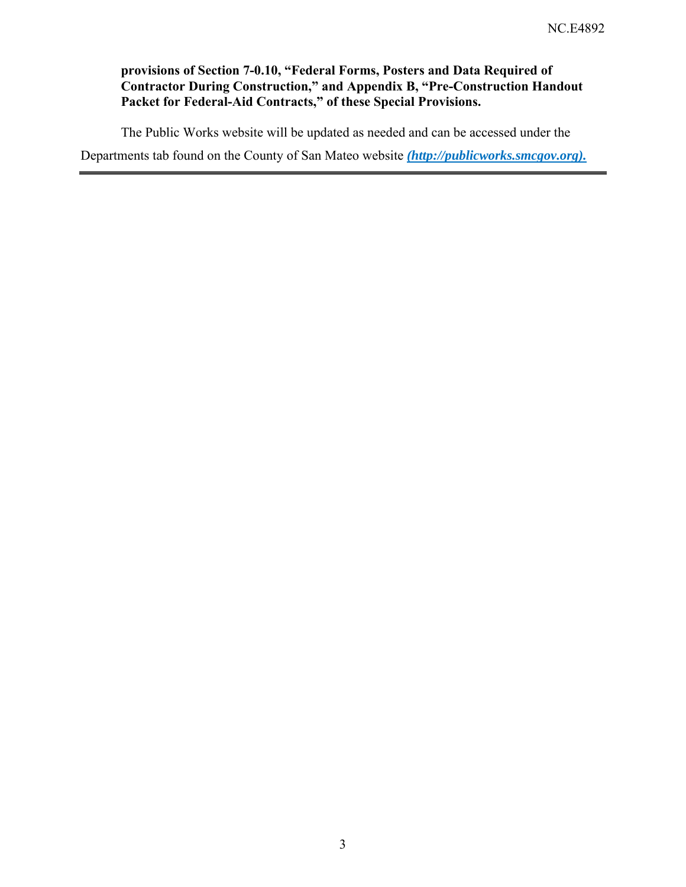**provisions of Section 7-0.10, “Federal Forms, Posters and Data Required of Contractor During Construction,” and Appendix B, “Pre-Construction Handout Packet for Federal-Aid Contracts,” of these Special Provisions.**

The Public Works website will be updated as needed and can be accessed under the Departments tab found on the County of San Mateo website ***(http://publicworks.smcgov.org).***

---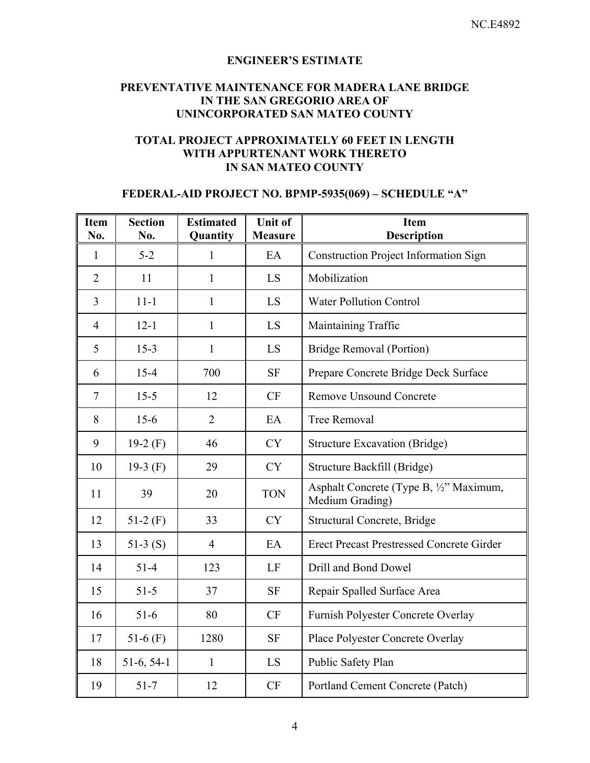NC.E4892

## ENGINEER'S ESTIMATE

## PREVENTATIVE MAINTENANCE FOR MADERA LANE BRIDGE IN THE SAN GREGORIO AREA OF UNINCORPORATED SAN MATEO COUNTY

## TOTAL PROJECT APPROXIMATELY 60 FEET IN LENGTH WITH APPURTENANT WORK THERETO IN SAN MATEO COUNTY

## FEDERAL-AID PROJECT NO. BPMP-5935(069) – SCHEDULE "A"

| Item No. | Section No. | Estimated Quantity | Unit of Measure | Item Description |
|---|---|---|---|---|
| 1 | 5-2 | 1 | EA | Construction Project Information Sign |
| 2 | 11 | 1 | LS | Mobilization |
| 3 | 11-1 | 1 | LS | Water Pollution Control |
| 4 | 12-1 | 1 | LS | Maintaining Traffic |
| 5 | 15-3 | 1 | LS | Bridge Removal (Portion) |
| 6 | 15-4 | 700 | SF | Prepare Concrete Bridge Deck Surface |
| 7 | 15-5 | 12 | CF | Remove Unsound Concrete |
| 8 | 15-6 | 2 | EA | Tree Removal |
| 9 | 19-2 (F) | 46 | CY | Structure Excavation (Bridge) |
| 10 | 19-3 (F) | 29 | CY | Structure Backfill (Bridge) |
| 11 | 39 | 20 | TON | Asphalt Concrete (Type B, ½" Maximum, Medium Grading) |
| 12 | 51-2 (F) | 33 | CY | Structural Concrete, Bridge |
| 13 | 51-3 (S) | 4 | EA | Erect Precast Prestressed Concrete Girder |
| 14 | 51-4 | 123 | LF | Drill and Bond Dowel |
| 15 | 51-5 | 37 | SF | Repair Spalled Surface Area |
| 16 | 51-6 | 80 | CF | Furnish Polyester Concrete Overlay |
| 17 | 51-6 (F) | 1280 | SF | Place Polyester Concrete Overlay |
| 18 | 51-6, 54-1 | 1 | LS | Public Safety Plan |
| 19 | 51-7 | 12 | CF | Portland Cement Concrete (Patch) |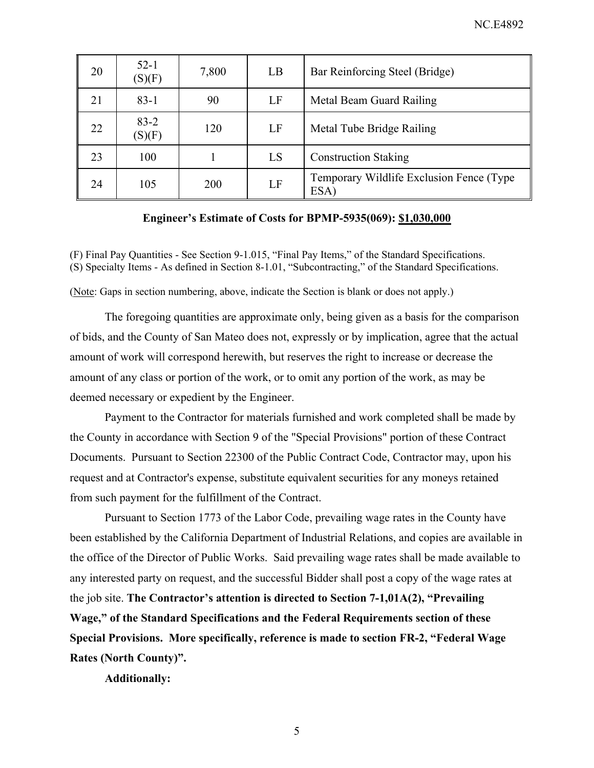| 20 | 52-1 (S)(F) | 7,800 | LB | Bar Reinforcing Steel (Bridge) |
|---|---|---|---|---|
| 21 | 83-1 | 90 | LF | Metal Beam Guard Railing |
| 22 | 83-2 (S)(F) | 120 | LF | Metal Tube Bridge Railing |
| 23 | 100 | 1 | LS | Construction Staking |
| 24 | 105 | 200 | LF | Temporary Wildlife Exclusion Fence (Type ESA) |

**Engineer's Estimate of Costs for BPMP-5935(069): $1,030,000**

(F) Final Pay Quantities - See Section 9-1.015, "Final Pay Items," of the Standard Specifications.
(S) Specialty Items - As defined in Section 8-1.01, "Subcontracting," of the Standard Specifications.

(Note: Gaps in section numbering, above, indicate the Section is blank or does not apply.)

The foregoing quantities are approximate only, being given as a basis for the comparison of bids, and the County of San Mateo does not, expressly or by implication, agree that the actual amount of work will correspond herewith, but reserves the right to increase or decrease the amount of any class or portion of the work, or to omit any portion of the work, as may be deemed necessary or expedient by the Engineer.

Payment to the Contractor for materials furnished and work completed shall be made by the County in accordance with Section 9 of the "Special Provisions" portion of these Contract Documents. Pursuant to Section 22300 of the Public Contract Code, Contractor may, upon his request and at Contractor's expense, substitute equivalent securities for any moneys retained from such payment for the fulfillment of the Contract.

Pursuant to Section 1773 of the Labor Code, prevailing wage rates in the County have been established by the California Department of Industrial Relations, and copies are available in the office of the Director of Public Works. Said prevailing wage rates shall be made available to any interested party on request, and the successful Bidder shall post a copy of the wage rates at the job site. **The Contractor's attention is directed to Section 7-1,01A(2), "Prevailing Wage," of the Standard Specifications and the Federal Requirements section of these Special Provisions. More specifically, reference is made to section FR-2, "Federal Wage Rates (North County)".**

**Additionally:**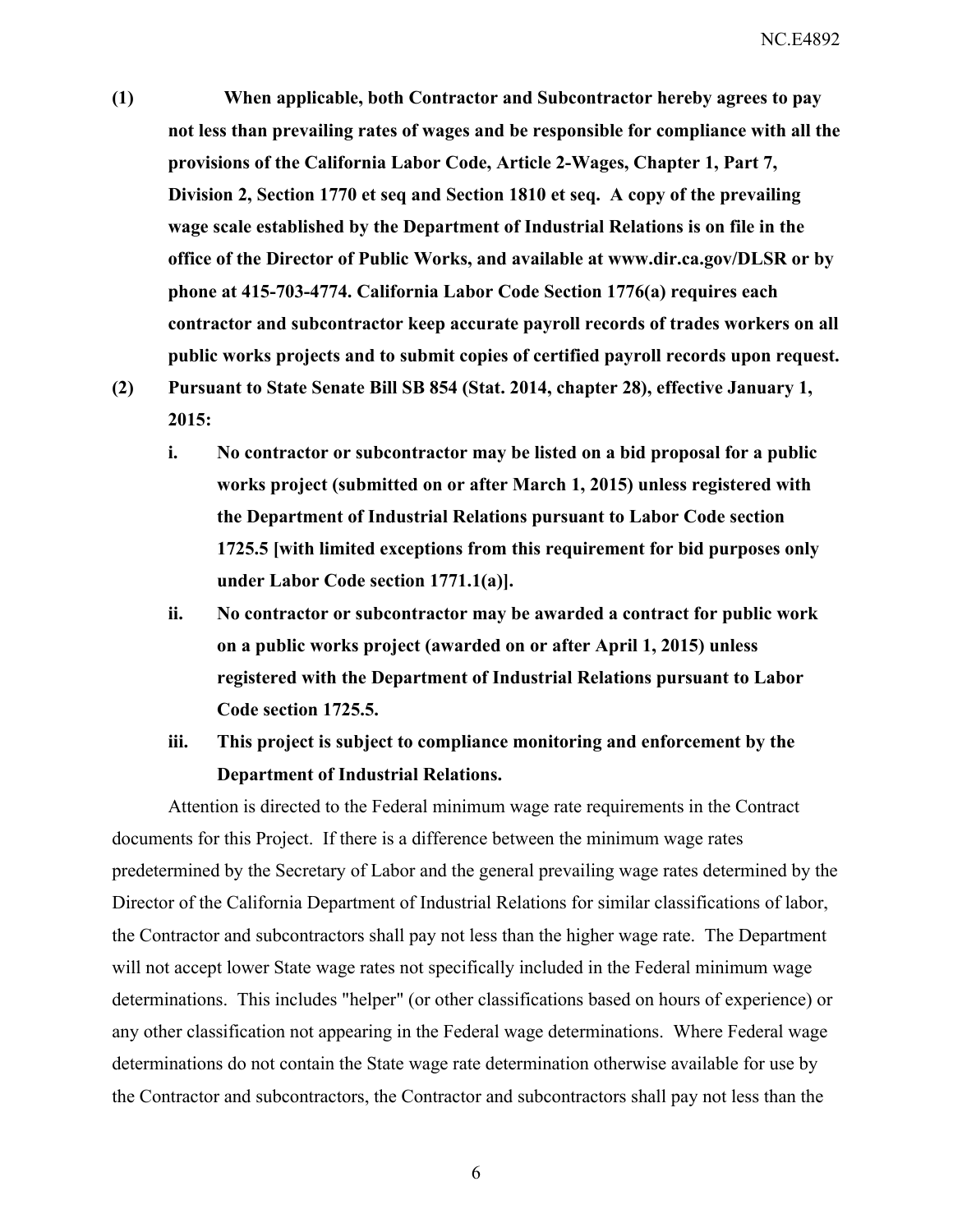**(1) When applicable, both Contractor and Subcontractor hereby agrees to pay not less than prevailing rates of wages and be responsible for compliance with all the provisions of the California Labor Code, Article 2-Wages, Chapter 1, Part 7, Division 2, Section 1770 et seq and Section 1810 et seq. A copy of the prevailing wage scale established by the Department of Industrial Relations is on file in the office of the Director of Public Works, and available at www.dir.ca.gov/DLSR or by phone at 415-703-4774. California Labor Code Section 1776(a) requires each contractor and subcontractor keep accurate payroll records of trades workers on all public works projects and to submit copies of certified payroll records upon request.**

**(2) Pursuant to State Senate Bill SB 854 (Stat. 2014, chapter 28), effective January 1, 2015:**

- **i. No contractor or subcontractor may be listed on a bid proposal for a public works project (submitted on or after March 1, 2015) unless registered with the Department of Industrial Relations pursuant to Labor Code section 1725.5 [with limited exceptions from this requirement for bid purposes only under Labor Code section 1771.1(a)].**
- **ii. No contractor or subcontractor may be awarded a contract for public work on a public works project (awarded on or after April 1, 2015) unless registered with the Department of Industrial Relations pursuant to Labor Code section 1725.5.**
- **iii. This project is subject to compliance monitoring and enforcement by the Department of Industrial Relations.**

Attention is directed to the Federal minimum wage rate requirements in the Contract documents for this Project. If there is a difference between the minimum wage rates predetermined by the Secretary of Labor and the general prevailing wage rates determined by the Director of the California Department of Industrial Relations for similar classifications of labor, the Contractor and subcontractors shall pay not less than the higher wage rate. The Department will not accept lower State wage rates not specifically included in the Federal minimum wage determinations. This includes "helper" (or other classifications based on hours of experience) or any other classification not appearing in the Federal wage determinations. Where Federal wage determinations do not contain the State wage rate determination otherwise available for use by the Contractor and subcontractors, the Contractor and subcontractors shall pay not less than the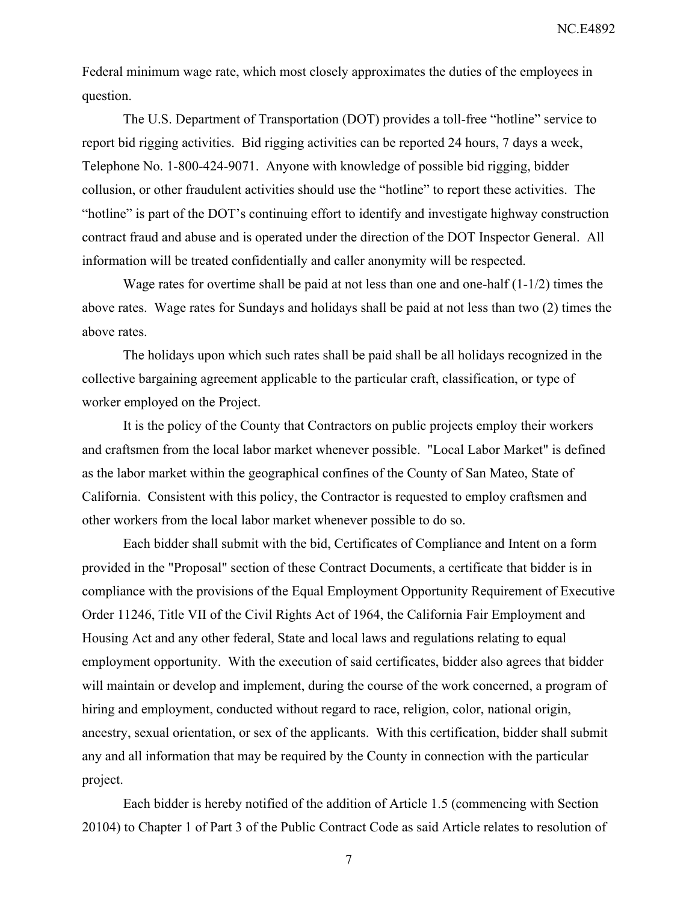Federal minimum wage rate, which most closely approximates the duties of the employees in question.

The U.S. Department of Transportation (DOT) provides a toll-free "hotline" service to report bid rigging activities. Bid rigging activities can be reported 24 hours, 7 days a week, Telephone No. 1-800-424-9071. Anyone with knowledge of possible bid rigging, bidder collusion, or other fraudulent activities should use the "hotline" to report these activities. The "hotline" is part of the DOT's continuing effort to identify and investigate highway construction contract fraud and abuse and is operated under the direction of the DOT Inspector General. All information will be treated confidentially and caller anonymity will be respected.

Wage rates for overtime shall be paid at not less than one and one-half (1-1/2) times the above rates. Wage rates for Sundays and holidays shall be paid at not less than two (2) times the above rates.

The holidays upon which such rates shall be paid shall be all holidays recognized in the collective bargaining agreement applicable to the particular craft, classification, or type of worker employed on the Project.

It is the policy of the County that Contractors on public projects employ their workers and craftsmen from the local labor market whenever possible. "Local Labor Market" is defined as the labor market within the geographical confines of the County of San Mateo, State of California. Consistent with this policy, the Contractor is requested to employ craftsmen and other workers from the local labor market whenever possible to do so.

Each bidder shall submit with the bid, Certificates of Compliance and Intent on a form provided in the "Proposal" section of these Contract Documents, a certificate that bidder is in compliance with the provisions of the Equal Employment Opportunity Requirement of Executive Order 11246, Title VII of the Civil Rights Act of 1964, the California Fair Employment and Housing Act and any other federal, State and local laws and regulations relating to equal employment opportunity. With the execution of said certificates, bidder also agrees that bidder will maintain or develop and implement, during the course of the work concerned, a program of hiring and employment, conducted without regard to race, religion, color, national origin, ancestry, sexual orientation, or sex of the applicants. With this certification, bidder shall submit any and all information that may be required by the County in connection with the particular project.

Each bidder is hereby notified of the addition of Article 1.5 (commencing with Section 20104) to Chapter 1 of Part 3 of the Public Contract Code as said Article relates to resolution of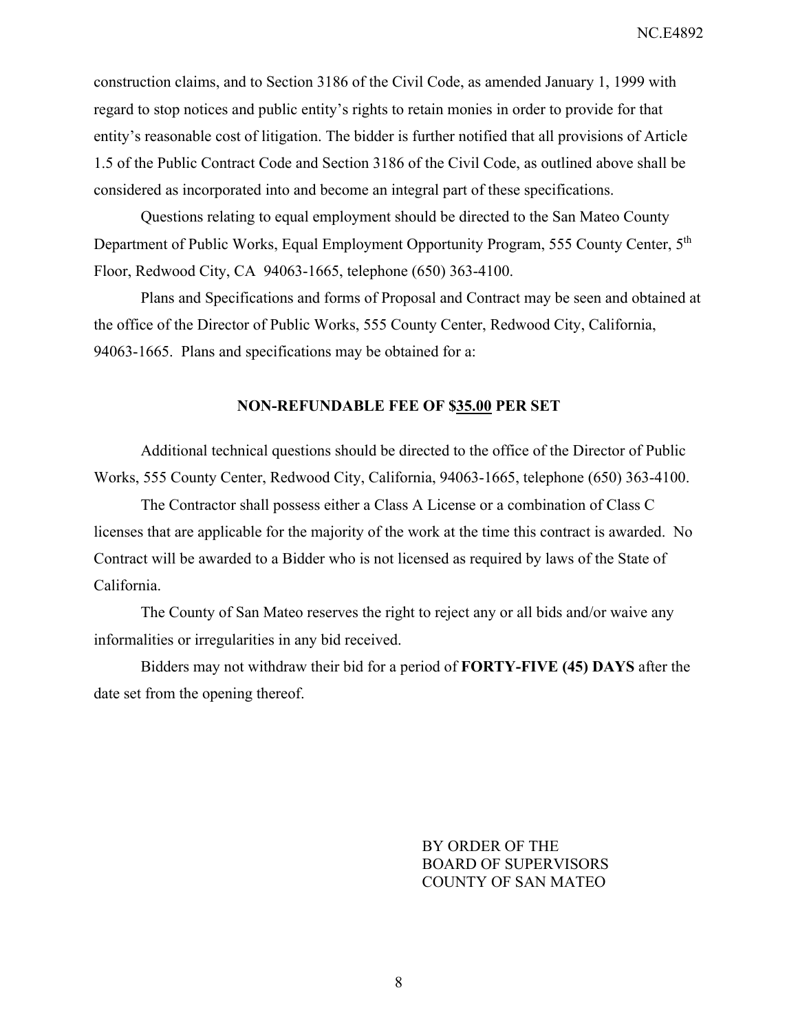construction claims, and to Section 3186 of the Civil Code, as amended January 1, 1999 with regard to stop notices and public entity's rights to retain monies in order to provide for that entity's reasonable cost of litigation. The bidder is further notified that all provisions of Article 1.5 of the Public Contract Code and Section 3186 of the Civil Code, as outlined above shall be considered as incorporated into and become an integral part of these specifications.

Questions relating to equal employment should be directed to the San Mateo County Department of Public Works, Equal Employment Opportunity Program, 555 County Center, 5th Floor, Redwood City, CA 94063-1665, telephone (650) 363-4100.

Plans and Specifications and forms of Proposal and Contract may be seen and obtained at the office of the Director of Public Works, 555 County Center, Redwood City, California, 94063-1665. Plans and specifications may be obtained for a:

**NON-REFUNDABLE FEE OF $35.00 PER SET**

Additional technical questions should be directed to the office of the Director of Public Works, 555 County Center, Redwood City, California, 94063-1665, telephone (650) 363-4100.

The Contractor shall possess either a Class A License or a combination of Class C licenses that are applicable for the majority of the work at the time this contract is awarded. No Contract will be awarded to a Bidder who is not licensed as required by laws of the State of California.

The County of San Mateo reserves the right to reject any or all bids and/or waive any informalities or irregularities in any bid received.

Bidders may not withdraw their bid for a period of **FORTY-FIVE (45) DAYS** after the date set from the opening thereof.

BY ORDER OF THE
BOARD OF SUPERVISORS
COUNTY OF SAN MATEO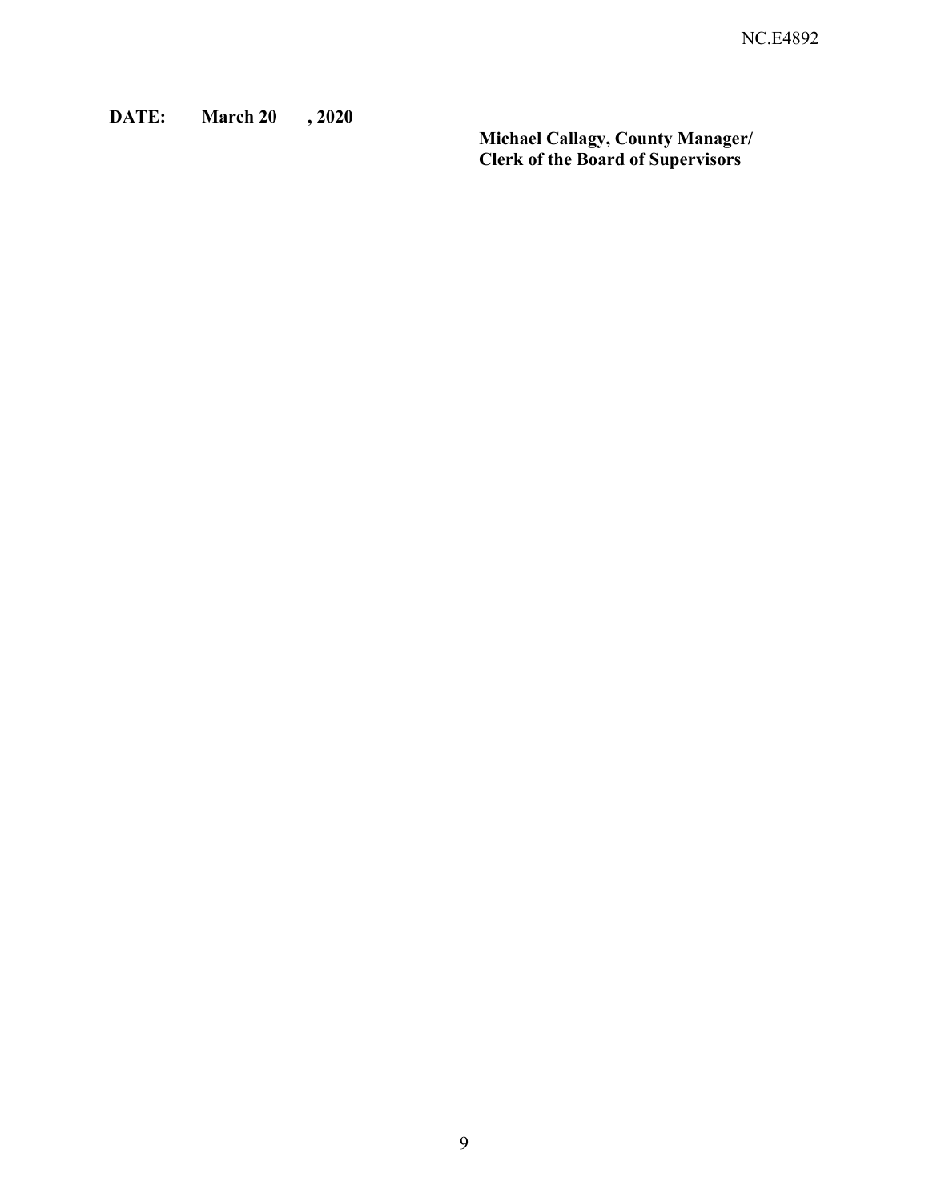**DATE: March 20 , 2020**

\_\_\_\_\_\_\_\_\_\_\_\_\_\_\_\_\_\_\_\_\_\_\_\_\_\_\_\_\_\_\_\_\_\_\_\_\_\_\_\_

**Michael Callagy, County Manager/**
**Clerk of the Board of Supervisors**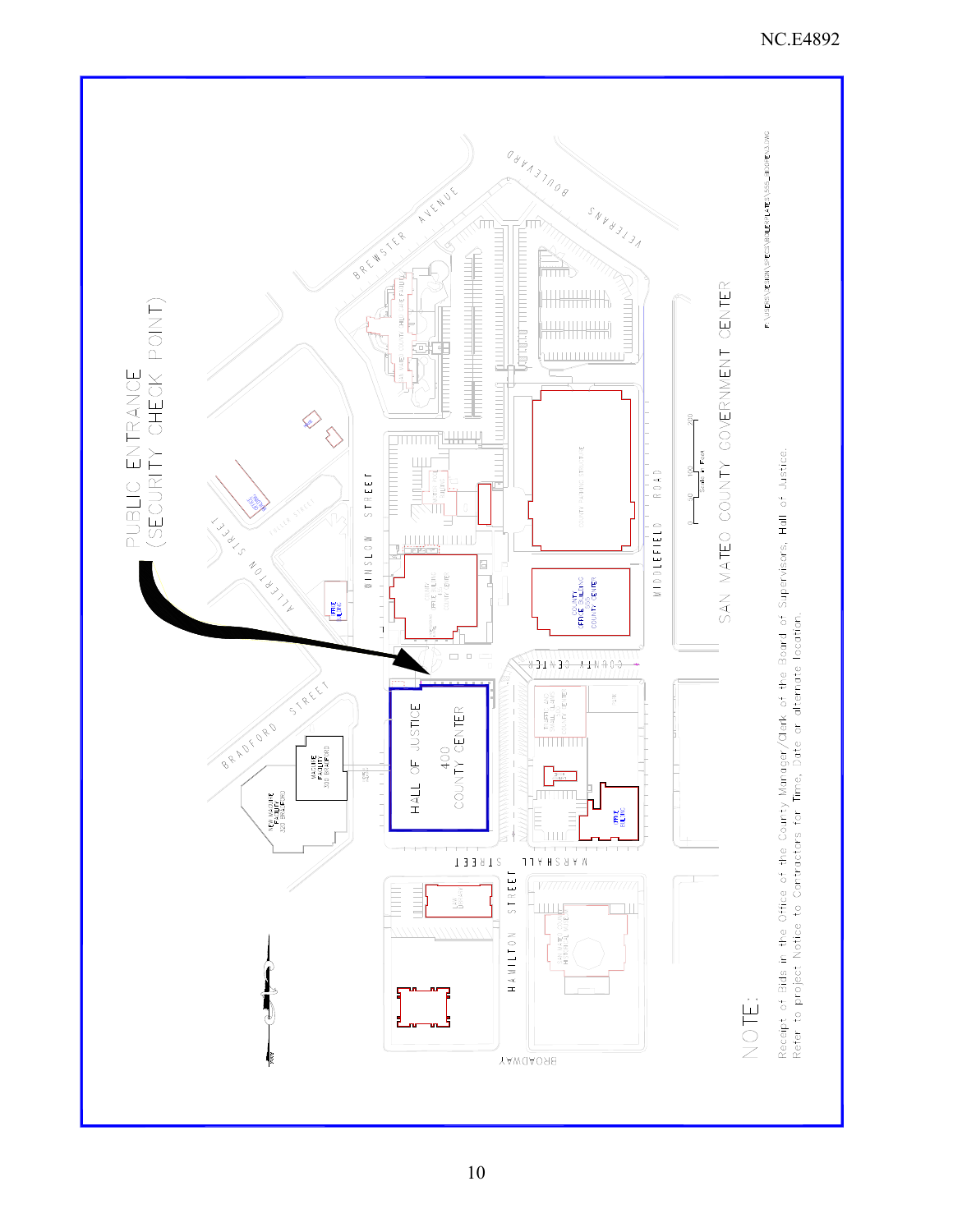NC.E4892

PUBLIC ENTRANCE
(SECURITY CHECK POINT)

HALL OF JUSTICE
400
COUNTY CENTER

BREWSTER AVENUE

VETERANS BOULEVARD

WINSLOW STREET

MIDDLEFIELD ROAD

ALLERTON STREET

BRADFORD STREET

MARSHALL STREET

HAMILTON STREET

BROADWAY

COUNTY CENTER

COUNTY OFFICE BUILDING 555 COUNTY CENTER

SAN MATEO COUNTY GOVERNMENT CENTER

0 50 100 200

NOTE:

Receipt of Bids in the Office of the County Manager/Clerk of the Board of Supervisors, Hall of Justice.
Refer to project Notice to Contractors for Time, Date or alternate location.